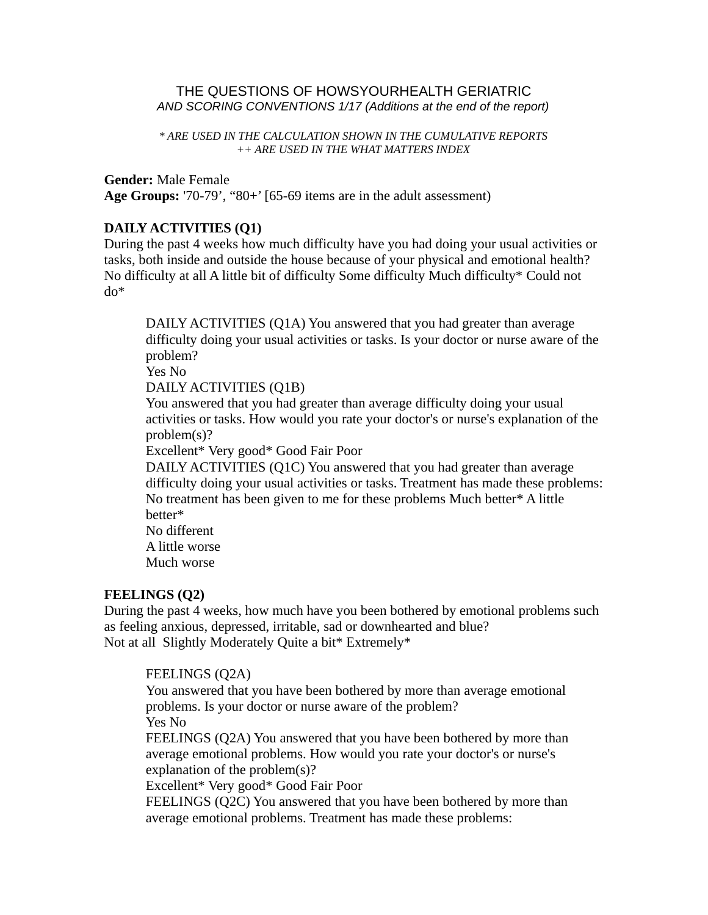# THE QUESTIONS OF HOWSYOURHEALTH GERIATRIC

*AND SCORING CONVENTIONS 1/17 (Additions at the end of the report)*

*\* ARE USED IN THE CALCULATION SHOWN IN THE CUMULATIVE REPORTS*
*++ ARE USED IN THE WHAT MATTERS INDEX*

**Gender:** Male Female
**Age Groups:** '70-79', "80+' [65-69 items are in the adult assessment)

**DAILY ACTIVITIES (Q1)**
During the past 4 weeks how much difficulty have you had doing your usual activities or tasks, both inside and outside the house because of your physical and emotional health?
No difficulty at all A little bit of difficulty Some difficulty Much difficulty* Could not do*

> DAILY ACTIVITIES (Q1A) You answered that you had greater than average difficulty doing your usual activities or tasks. Is your doctor or nurse aware of the problem?
> Yes No
> DAILY ACTIVITIES (Q1B)
> You answered that you had greater than average difficulty doing your usual activities or tasks. How would you rate your doctor's or nurse's explanation of the problem(s)?
> Excellent* Very good* Good Fair Poor
> DAILY ACTIVITIES (Q1C) You answered that you had greater than average difficulty doing your usual activities or tasks. Treatment has made these problems:
> No treatment has been given to me for these problems Much better* A little better*
> No different
> A little worse
> Much worse

**FEELINGS (Q2)**
During the past 4 weeks, how much have you been bothered by emotional problems such as feeling anxious, depressed, irritable, sad or downhearted and blue?
Not at all Slightly Moderately Quite a bit* Extremely*

> FEELINGS (Q2A)
> You answered that you have been bothered by more than average emotional problems. Is your doctor or nurse aware of the problem?
> Yes No
> FEELINGS (Q2A) You answered that you have been bothered by more than average emotional problems. How would you rate your doctor's or nurse's explanation of the problem(s)?
> Excellent* Very good* Good Fair Poor
> FEELINGS (Q2C) You answered that you have been bothered by more than average emotional problems. Treatment has made these problems: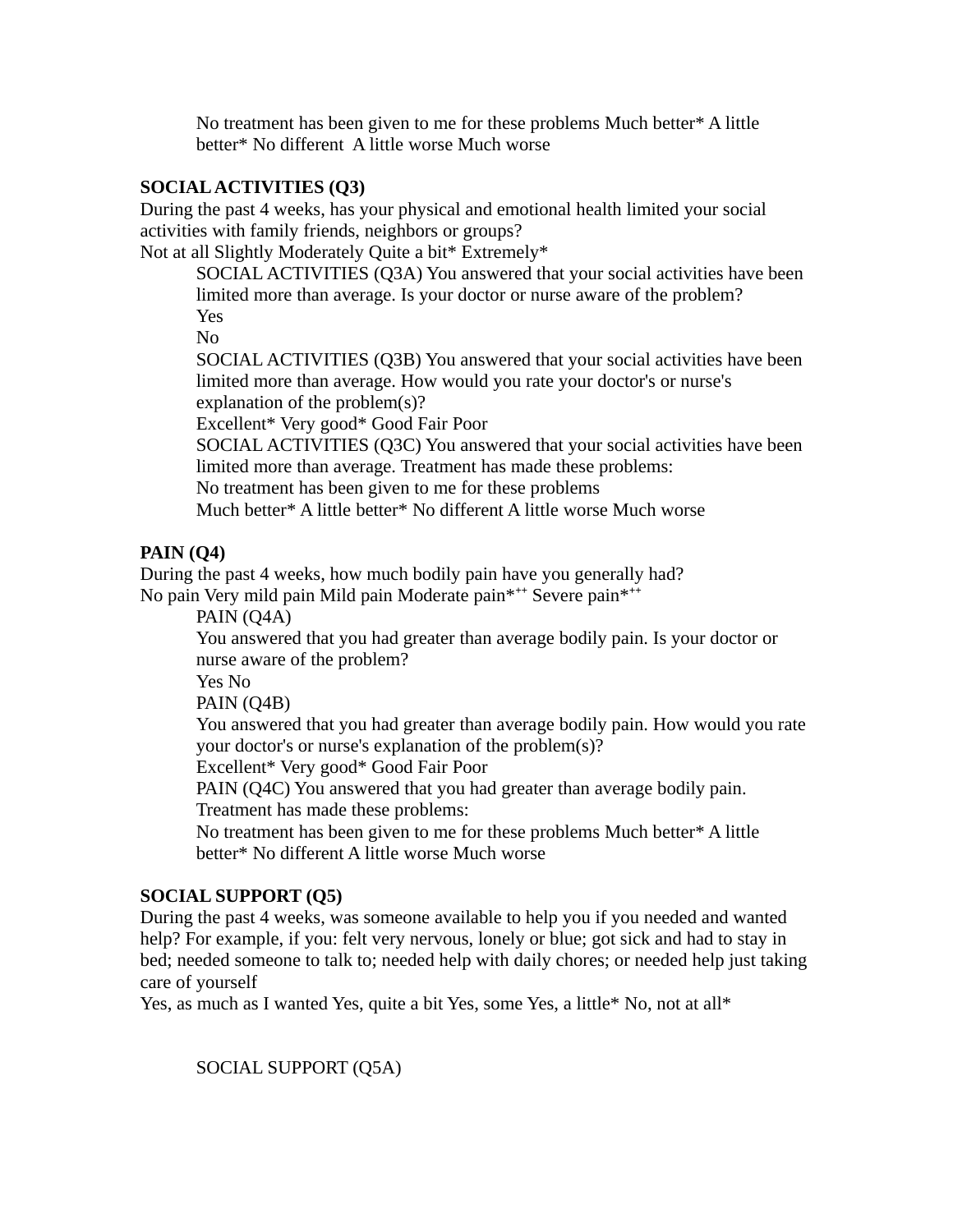No treatment has been given to me for these problems Much better* A little better* No different  A little worse Much worse

**SOCIAL ACTIVITIES (Q3)**

During the past 4 weeks, has your physical and emotional health limited your social activities with family friends, neighbors or groups?

Not at all Slightly Moderately Quite a bit* Extremely*

SOCIAL ACTIVITIES (Q3A) You answered that your social activities have been limited more than average. Is your doctor or nurse aware of the problem?

Yes

No

SOCIAL ACTIVITIES (Q3B) You answered that your social activities have been limited more than average. How would you rate your doctor's or nurse's explanation of the problem(s)?

Excellent* Very good* Good Fair Poor

SOCIAL ACTIVITIES (Q3C) You answered that your social activities have been limited more than average. Treatment has made these problems:

No treatment has been given to me for these problems

Much better* A little better* No different A little worse Much worse

**PAIN (Q4)**

During the past 4 weeks, how much bodily pain have you generally had?

No pain Very mild pain Mild pain Moderate pain*++ Severe pain*++

PAIN (Q4A)

You answered that you had greater than average bodily pain. Is your doctor or nurse aware of the problem?

Yes No

PAIN (Q4B)

You answered that you had greater than average bodily pain. How would you rate your doctor's or nurse's explanation of the problem(s)?

Excellent* Very good* Good Fair Poor

PAIN (Q4C) You answered that you had greater than average bodily pain. Treatment has made these problems:

No treatment has been given to me for these problems Much better* A little better* No different A little worse Much worse

**SOCIAL SUPPORT (Q5)**

During the past 4 weeks, was someone available to help you if you needed and wanted help? For example, if you: felt very nervous, lonely or blue; got sick and had to stay in bed; needed someone to talk to; needed help with daily chores; or needed help just taking care of yourself

Yes, as much as I wanted Yes, quite a bit Yes, some Yes, a little* No, not at all*

SOCIAL SUPPORT (Q5A)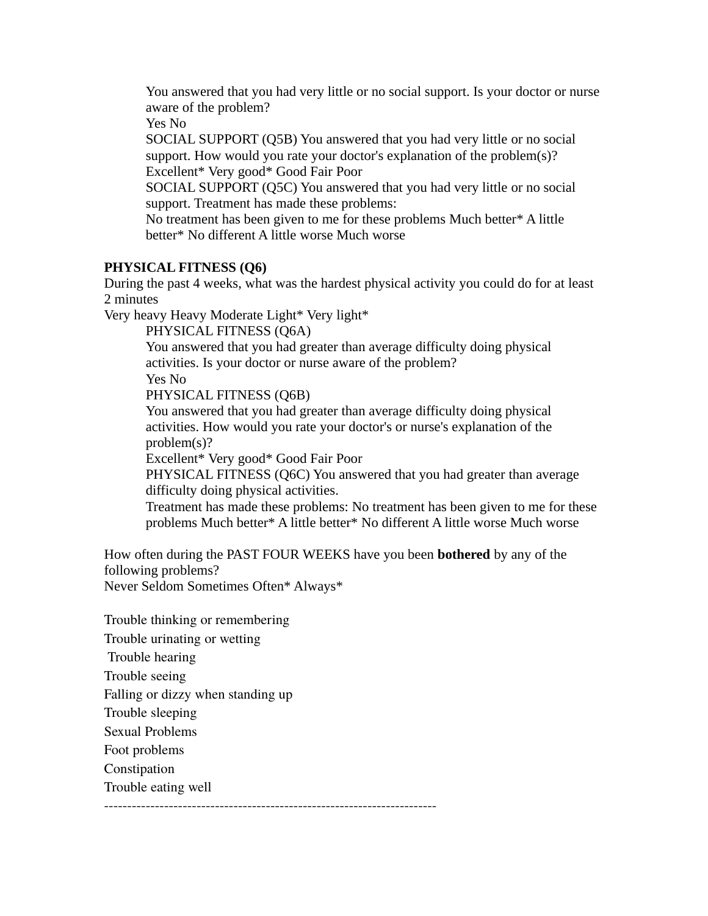You answered that you had very little or no social support. Is your doctor or nurse aware of the problem?
Yes No
SOCIAL SUPPORT (Q5B) You answered that you had very little or no social support. How would you rate your doctor's explanation of the problem(s)?
Excellent* Very good* Good Fair Poor
SOCIAL SUPPORT (Q5C) You answered that you had very little or no social support. Treatment has made these problems:
No treatment has been given to me for these problems Much better* A little better* No different A little worse Much worse

**PHYSICAL FITNESS (Q6)**
During the past 4 weeks, what was the hardest physical activity you could do for at least 2 minutes
Very heavy Heavy Moderate Light* Very light*
PHYSICAL FITNESS (Q6A)
You answered that you had greater than average difficulty doing physical activities. Is your doctor or nurse aware of the problem?
Yes No
PHYSICAL FITNESS (Q6B)
You answered that you had greater than average difficulty doing physical activities. How would you rate your doctor's or nurse's explanation of the problem(s)?
Excellent* Very good* Good Fair Poor
PHYSICAL FITNESS (Q6C) You answered that you had greater than average difficulty doing physical activities.
Treatment has made these problems: No treatment has been given to me for these problems Much better* A little better* No different A little worse Much worse

How often during the PAST FOUR WEEKS have you been **bothered** by any of the following problems?
Never Seldom Sometimes Often* Always*

Trouble thinking or remembering
Trouble urinating or wetting
Trouble hearing
Trouble seeing
Falling or dizzy when standing up
Trouble sleeping
Sexual Problems
Foot problems
Constipation
Trouble eating well

----------------------------------------------------------------------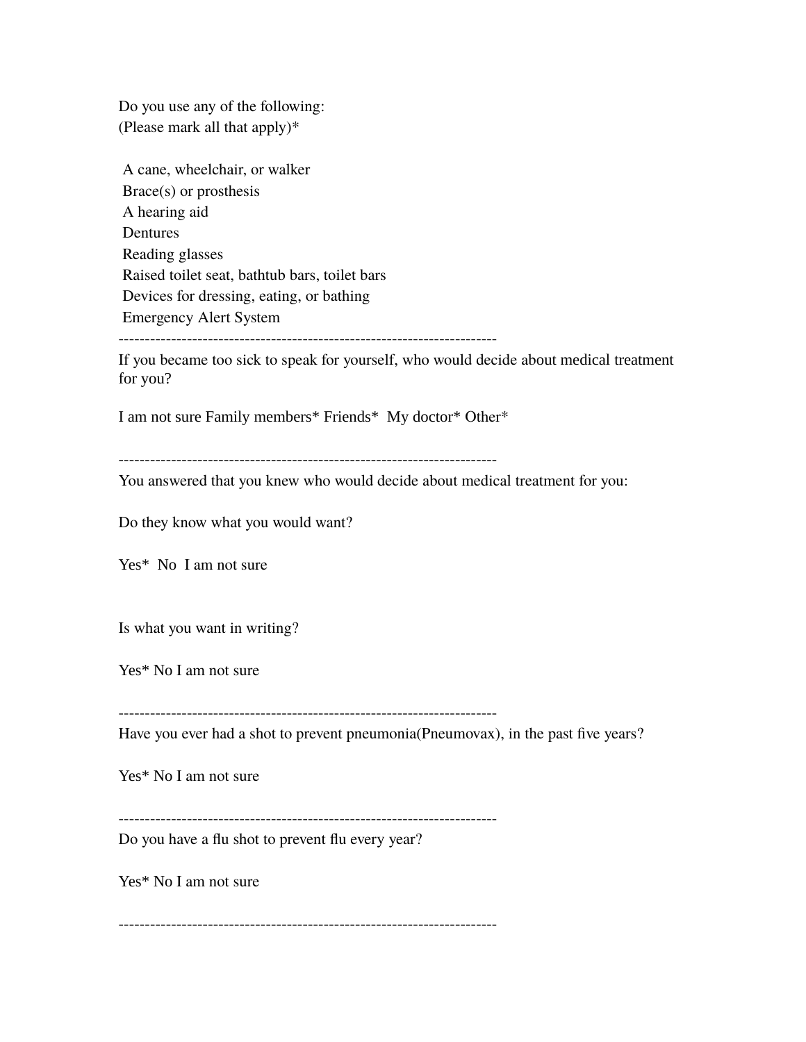Do you use any of the following:
(Please mark all that apply)*

A cane, wheelchair, or walker
Brace(s) or prosthesis
A hearing aid
Dentures
Reading glasses
Raised toilet seat, bathtub bars, toilet bars
Devices for dressing, eating, or bathing
Emergency Alert System

------------------------------------------------------------------------

If you became too sick to speak for yourself, who would decide about medical treatment for you?

I am not sure Family members* Friends* My doctor* Other*

------------------------------------------------------------------------

You answered that you knew who would decide about medical treatment for you:

Do they know what you would want?

Yes* No I am not sure

Is what you want in writing?

Yes* No I am not sure

------------------------------------------------------------------------

Have you ever had a shot to prevent pneumonia(Pneumovax), in the past five years?

Yes* No I am not sure

------------------------------------------------------------------------

Do you have a flu shot to prevent flu every year?

Yes* No I am not sure

------------------------------------------------------------------------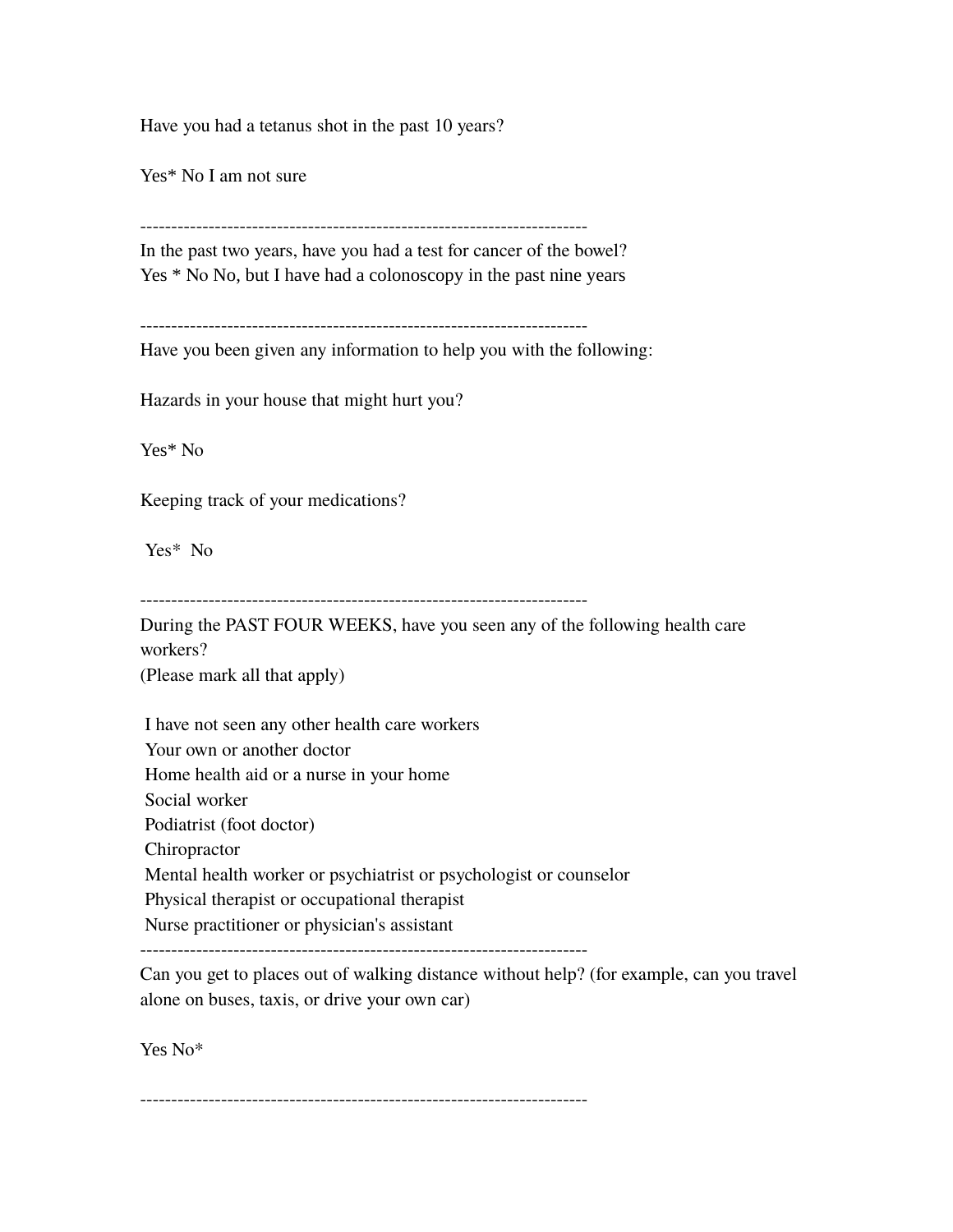Have you had a tetanus shot in the past 10 years?

Yes* No I am not sure

------------------------------------------------------------------------

In the past two years, have you had a test for cancer of the bowel?
Yes * No No, but I have had a colonoscopy in the past nine years

------------------------------------------------------------------------

Have you been given any information to help you with the following:

Hazards in your house that might hurt you?

Yes* No

Keeping track of your medications?

Yes* No

------------------------------------------------------------------------

During the PAST FOUR WEEKS, have you seen any of the following health care workers?
(Please mark all that apply)

I have not seen any other health care workers
Your own or another doctor
Home health aid or a nurse in your home
Social worker
Podiatrist (foot doctor)
Chiropractor
Mental health worker or psychiatrist or psychologist or counselor
Physical therapist or occupational therapist
Nurse practitioner or physician's assistant

------------------------------------------------------------------------

Can you get to places out of walking distance without help? (for example, can you travel alone on buses, taxis, or drive your own car)

Yes No*

------------------------------------------------------------------------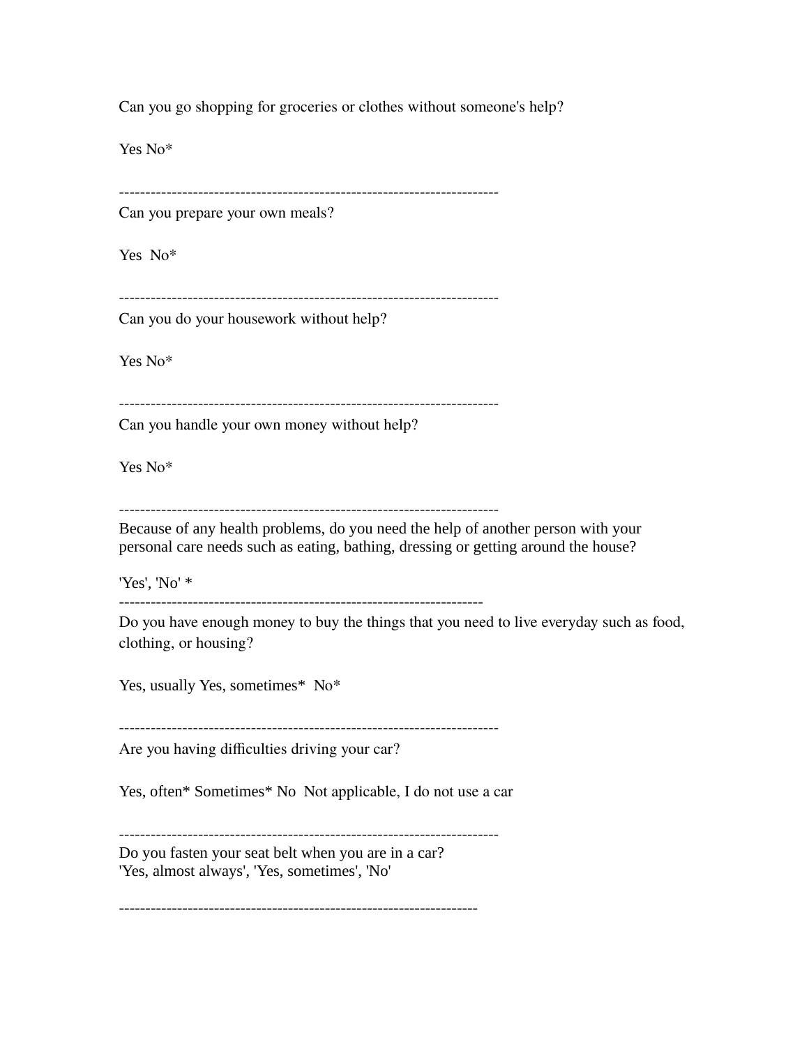Can you go shopping for groceries or clothes without someone's help?

Yes No*

------------------------------------------------------------------------
Can you prepare your own meals?

Yes  No*

------------------------------------------------------------------------
Can you do your housework without help?

Yes No*

------------------------------------------------------------------------
Can you handle your own money without help?

Yes No*

------------------------------------------------------------------------
Because of any health problems, do you need the help of another person with your personal care needs such as eating, bathing, dressing or getting around the house?

'Yes', 'No' *

---------------------------------------------------------------------
Do you have enough money to buy the things that you need to live everyday such as food, clothing, or housing?

Yes, usually Yes, sometimes*  No*

------------------------------------------------------------------------
Are you having difficulties driving your car?

Yes, often* Sometimes* No  Not applicable, I do not use a car

------------------------------------------------------------------------
Do you fasten your seat belt when you are in a car?
'Yes, almost always', 'Yes, sometimes', 'No'

--------------------------------------------------------------------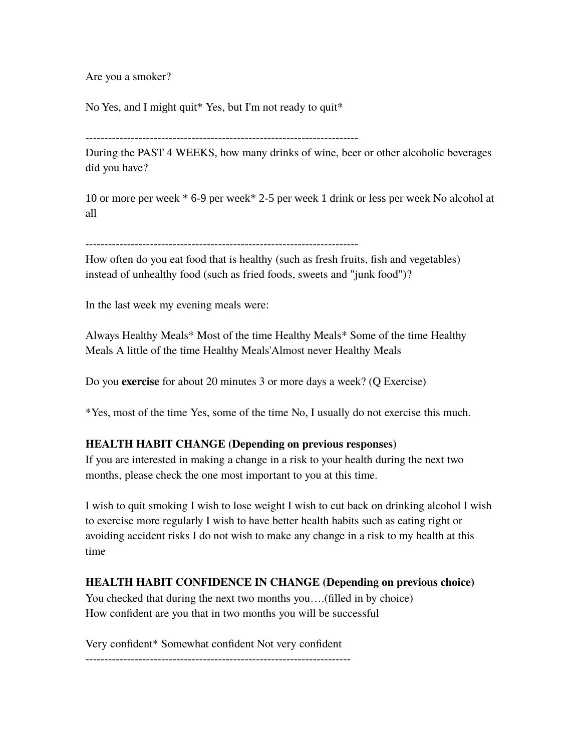Are you a smoker?

No Yes, and I might quit* Yes, but I'm not ready to quit*

------------------------------------------------------------------------

During the PAST 4 WEEKS, how many drinks of wine, beer or other alcoholic beverages did you have?

10 or more per week * 6-9 per week* 2-5 per week 1 drink or less per week No alcohol at all

------------------------------------------------------------------------

How often do you eat food that is healthy (such as fresh fruits, fish and vegetables) instead of unhealthy food (such as fried foods, sweets and "junk food")?

In the last week my evening meals were:

Always Healthy Meals* Most of the time Healthy Meals* Some of the time Healthy Meals A little of the time Healthy Meals'Almost never Healthy Meals

Do you **exercise** for about 20 minutes 3 or more days a week? (Q Exercise)

*Yes, most of the time Yes, some of the time No, I usually do not exercise this much.

**HEALTH HABIT CHANGE (Depending on previous responses)**
If you are interested in making a change in a risk to your health during the next two months, please check the one most important to you at this time.

I wish to quit smoking I wish to lose weight I wish to cut back on drinking alcohol I wish to exercise more regularly I wish to have better health habits such as eating right or avoiding accident risks I do not wish to make any change in a risk to my health at this time

**HEALTH HABIT CONFIDENCE IN CHANGE (Depending on previous choice)**
You checked that during the next two months you….(filled in by choice)
How confident are you that in two months you will be successful

Very confident* Somewhat confident Not very confident

---------------------------------------------------------------------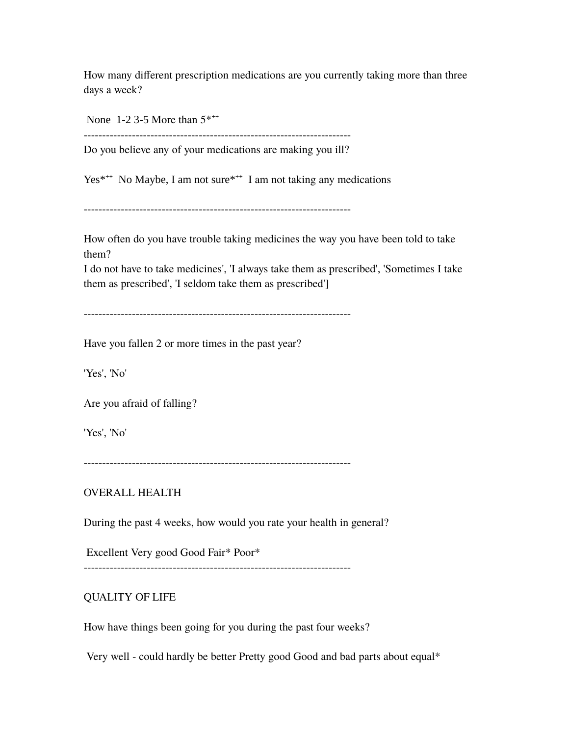How many different prescription medications are you currently taking more than three days a week?

None 1-2 3-5 More than 5*++

------------------------------------------------------------------------

Do you believe any of your medications are making you ill?

Yes*++ No Maybe, I am not sure*++ I am not taking any medications

------------------------------------------------------------------------

How often do you have trouble taking medicines the way you have been told to take them?

I do not have to take medicines', 'I always take them as prescribed', 'Sometimes I take them as prescribed', 'I seldom take them as prescribed']

------------------------------------------------------------------------

Have you fallen 2 or more times in the past year?

'Yes', 'No'

Are you afraid of falling?

'Yes', 'No'

------------------------------------------------------------------------

OVERALL HEALTH

During the past 4 weeks, how would you rate your health in general?

Excellent Very good Good Fair* Poor*

------------------------------------------------------------------------

QUALITY OF LIFE

How have things been going for you during the past four weeks?

Very well - could hardly be better Pretty good Good and bad parts about equal*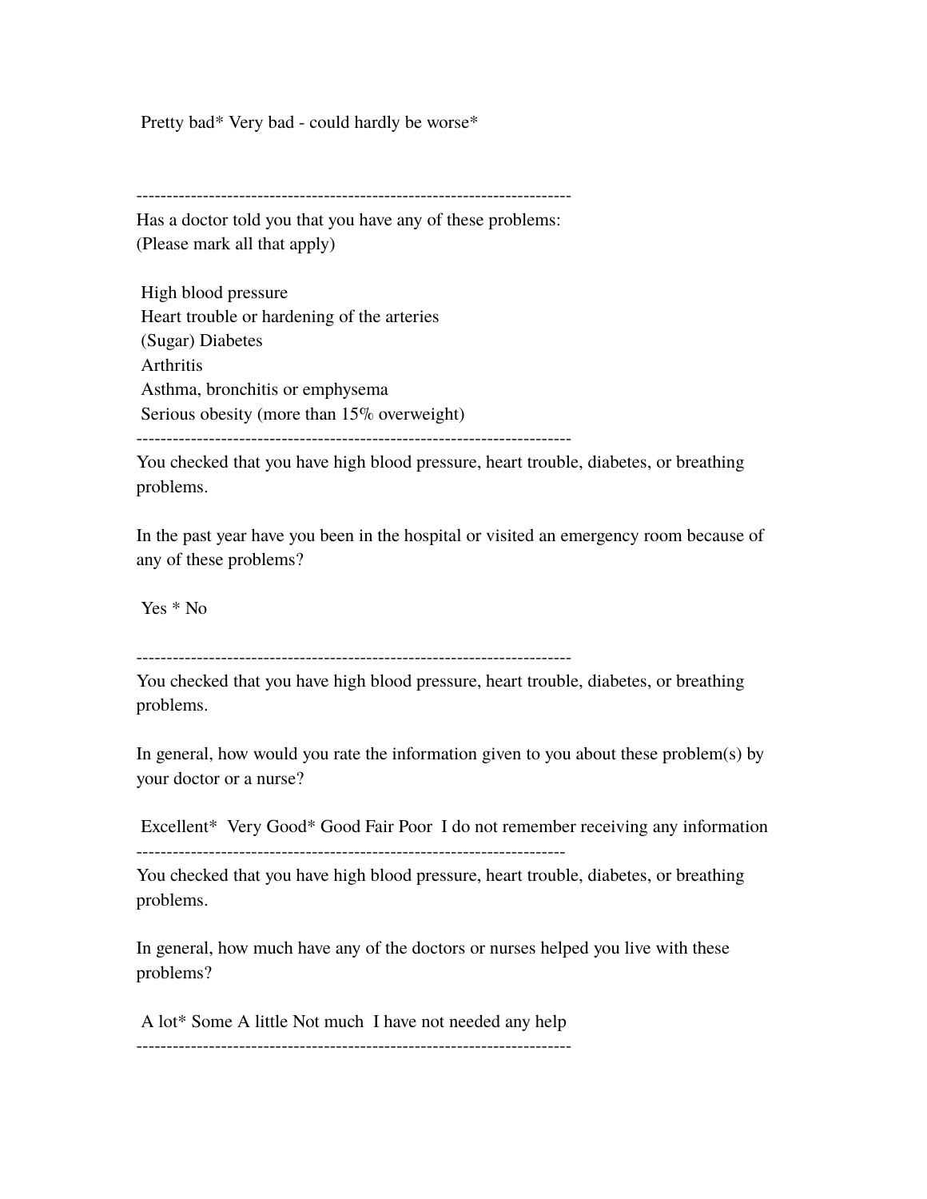Pretty bad* Very bad - could hardly be worse*

------------------------------------------------------------------------

Has a doctor told you that you have any of these problems:
(Please mark all that apply)

High blood pressure
Heart trouble or hardening of the arteries
(Sugar) Diabetes
Arthritis
Asthma, bronchitis or emphysema
Serious obesity (more than 15% overweight)

------------------------------------------------------------------------

You checked that you have high blood pressure, heart trouble, diabetes, or breathing problems.

In the past year have you been in the hospital or visited an emergency room because of any of these problems?

Yes * No

------------------------------------------------------------------------

You checked that you have high blood pressure, heart trouble, diabetes, or breathing problems.

In general, how would you rate the information given to you about these problem(s) by your doctor or a nurse?

Excellent* Very Good* Good Fair Poor I do not remember receiving any information

------------------------------------------------------------------------

You checked that you have high blood pressure, heart trouble, diabetes, or breathing problems.

In general, how much have any of the doctors or nurses helped you live with these problems?

A lot* Some A little Not much I have not needed any help

------------------------------------------------------------------------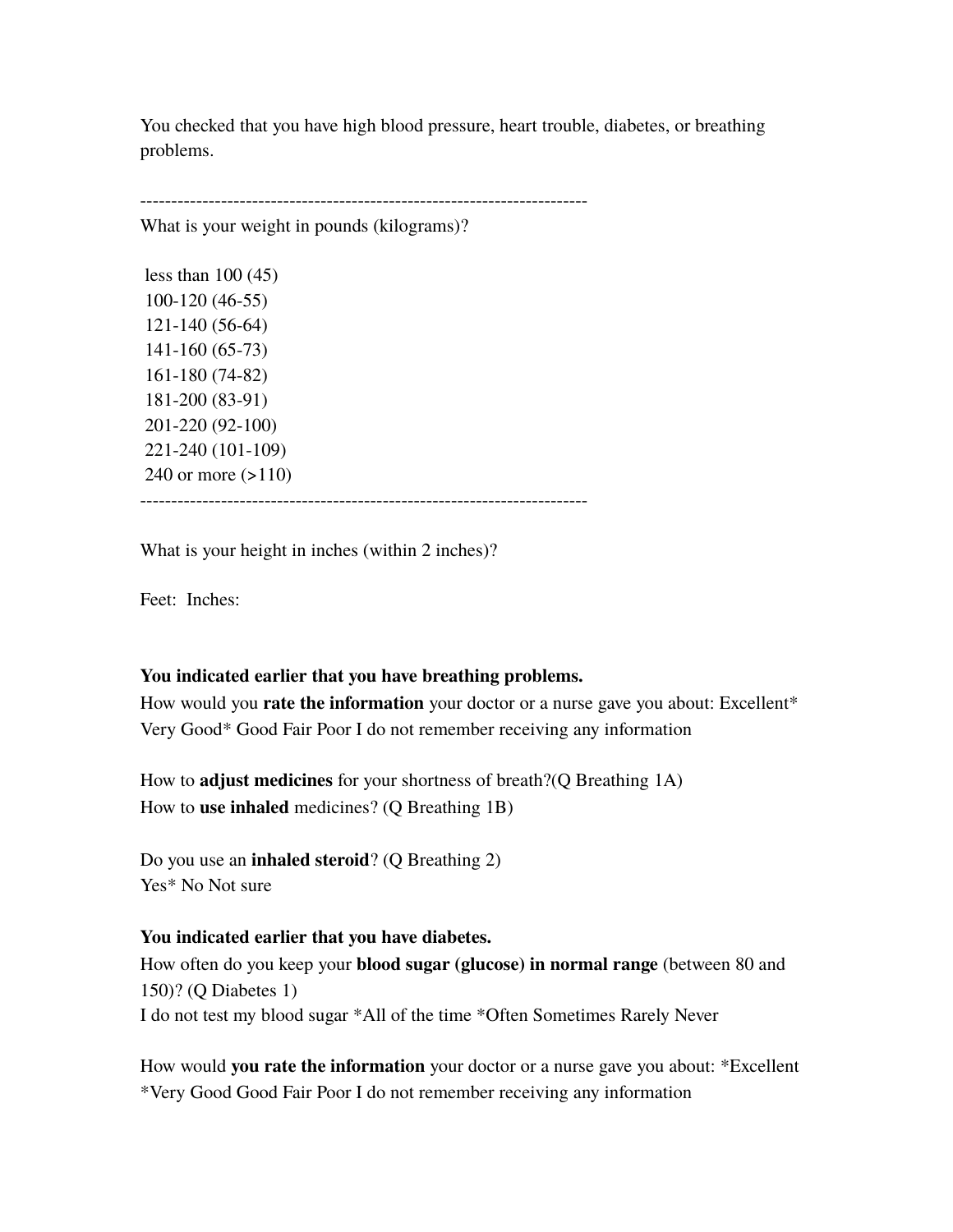You checked that you have high blood pressure, heart trouble, diabetes, or breathing problems.

------------------------------------------------------------------------

What is your weight in pounds (kilograms)?

less than 100 (45)
100-120 (46-55)
121-140 (56-64)
141-160 (65-73)
161-180 (74-82)
181-200 (83-91)
201-220 (92-100)
221-240 (101-109)
240 or more (>110)

------------------------------------------------------------------------

What is your height in inches (within 2 inches)?

Feet:  Inches:

**You indicated earlier that you have breathing problems.**
How would you **rate the information** your doctor or a nurse gave you about: Excellent* Very Good* Good Fair Poor I do not remember receiving any information

How to **adjust medicines** for your shortness of breath?(Q Breathing 1A)
How to **use inhaled** medicines? (Q Breathing 1B)

Do you use an **inhaled steroid**? (Q Breathing 2)
Yes* No Not sure

**You indicated earlier that you have diabetes.**
How often do you keep your **blood sugar (glucose) in normal range** (between 80 and 150)? (Q Diabetes 1)
I do not test my blood sugar *All of the time *Often Sometimes Rarely Never

How would **you rate the information** your doctor or a nurse gave you about: *Excellent *Very Good Good Fair Poor I do not remember receiving any information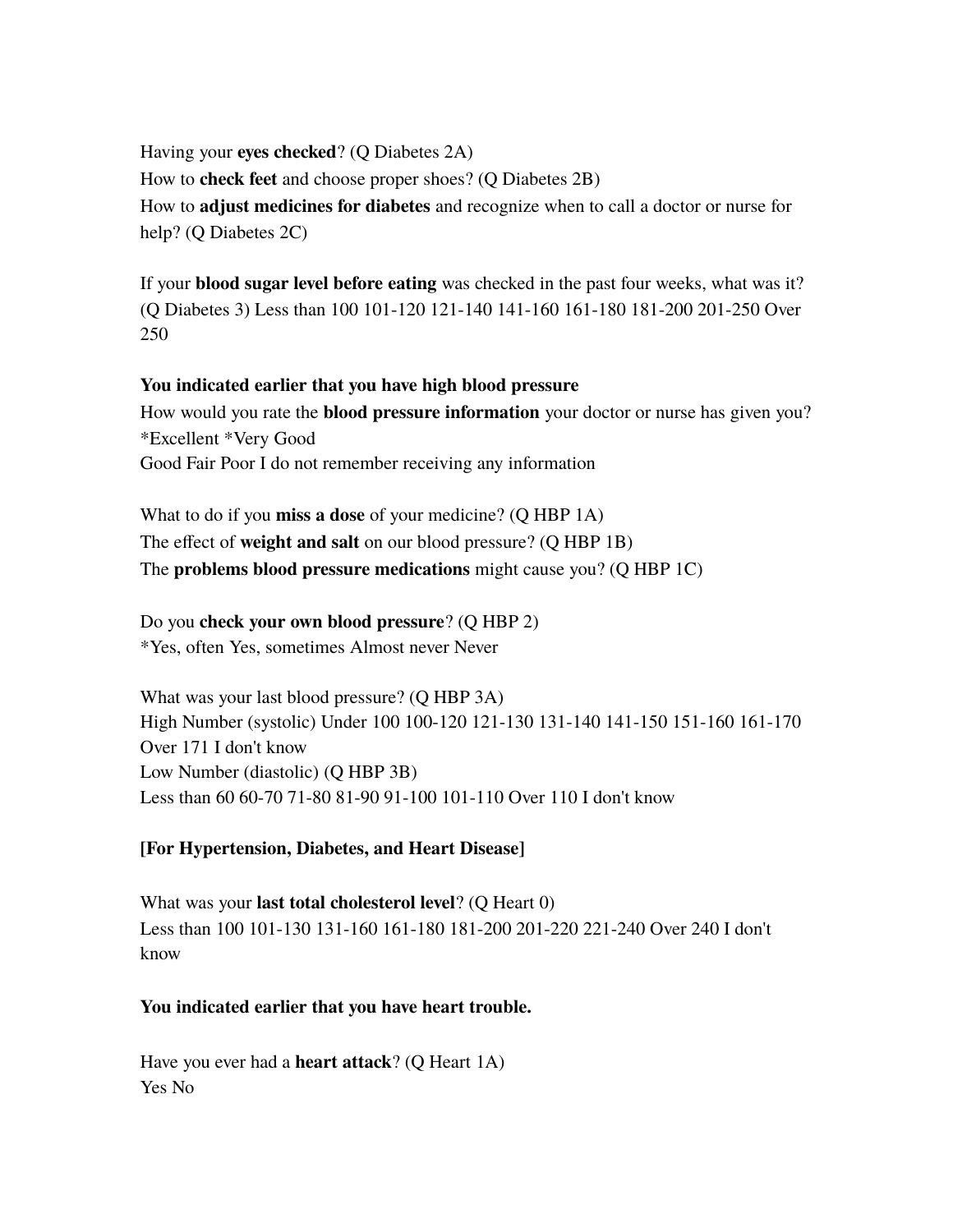Having your **eyes checked**? (Q Diabetes 2A)
How to **check feet** and choose proper shoes? (Q Diabetes 2B)
How to **adjust medicines for diabetes** and recognize when to call a doctor or nurse for help? (Q Diabetes 2C)

If your **blood sugar level before eating** was checked in the past four weeks, what was it? (Q Diabetes 3) Less than 100 101-120 121-140 141-160 161-180 181-200 201-250 Over 250

**You indicated earlier that you have high blood pressure**
How would you rate the **blood pressure information** your doctor or nurse has given you?
*Excellent *Very Good
Good Fair Poor I do not remember receiving any information

What to do if you **miss a dose** of your medicine? (Q HBP 1A)
The effect of **weight and salt** on our blood pressure? (Q HBP 1B)
The **problems blood pressure medications** might cause you? (Q HBP 1C)

Do you **check your own blood pressure**? (Q HBP 2)
*Yes, often Yes, sometimes Almost never Never

What was your last blood pressure? (Q HBP 3A)
High Number (systolic) Under 100 100-120 121-130 131-140 141-150 151-160 161-170 Over 171 I don't know
Low Number (diastolic) (Q HBP 3B)
Less than 60 60-70 71-80 81-90 91-100 101-110 Over 110 I don't know

**[For Hypertension, Diabetes, and Heart Disease]**

What was your **last total cholesterol level**? (Q Heart 0)
Less than 100 101-130 131-160 161-180 181-200 201-220 221-240 Over 240 I don't know

**You indicated earlier that you have heart trouble.**

Have you ever had a **heart attack**? (Q Heart 1A)
Yes No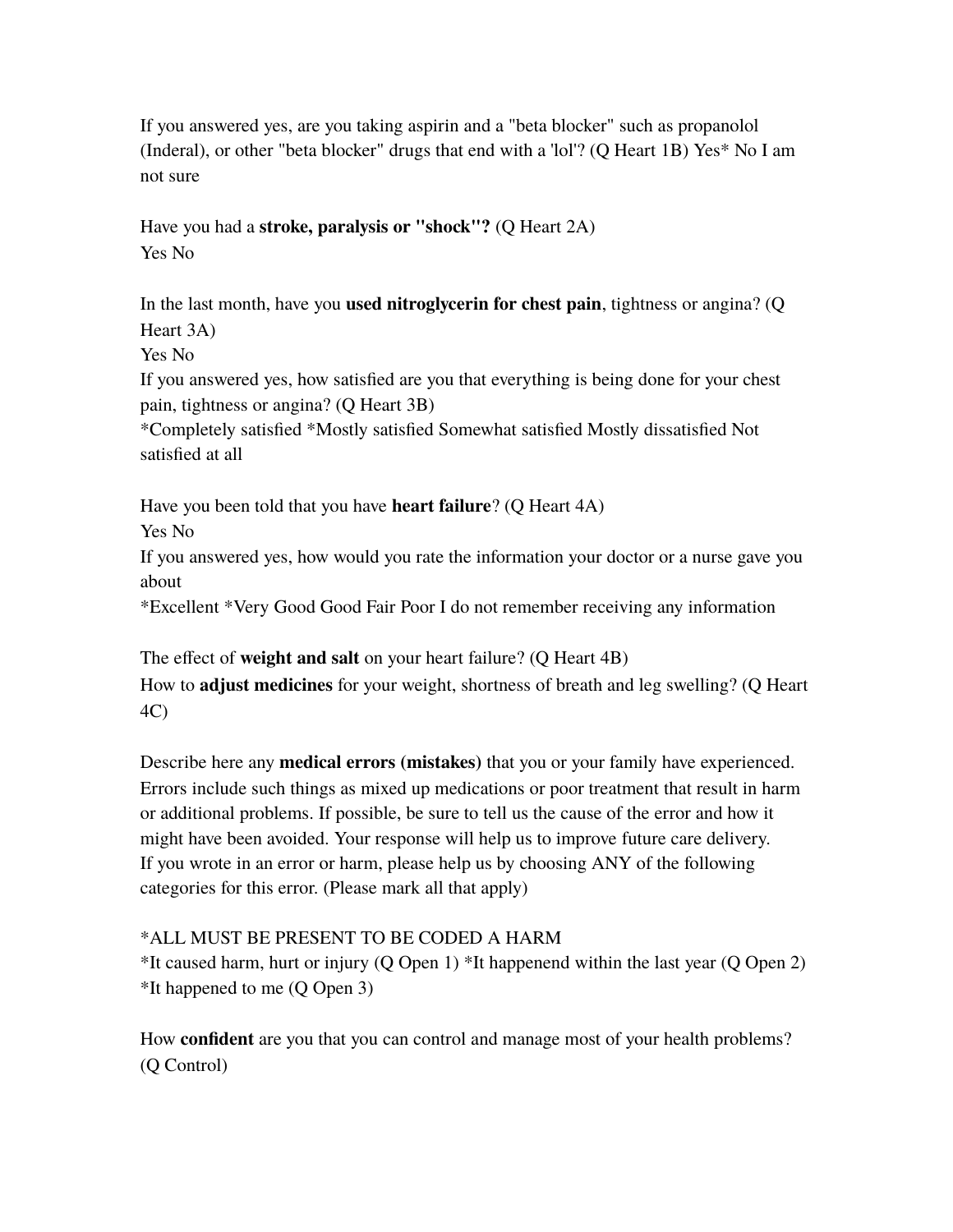If you answered yes, are you taking aspirin and a "beta blocker" such as propanolol (Inderal), or other "beta blocker" drugs that end with a 'lol'? (Q Heart 1B) Yes* No I am not sure

Have you had a **stroke, paralysis or "shock"?** (Q Heart 2A)
Yes No

In the last month, have you **used nitroglycerin for chest pain**, tightness or angina? (Q Heart 3A)
Yes No
If you answered yes, how satisfied are you that everything is being done for your chest pain, tightness or angina? (Q Heart 3B)
*Completely satisfied *Mostly satisfied Somewhat satisfied Mostly dissatisfied Not satisfied at all

Have you been told that you have **heart failure**? (Q Heart 4A)
Yes No
If you answered yes, how would you rate the information your doctor or a nurse gave you about
*Excellent *Very Good Good Fair Poor I do not remember receiving any information

The effect of **weight and salt** on your heart failure? (Q Heart 4B)
How to **adjust medicines** for your weight, shortness of breath and leg swelling? (Q Heart 4C)

Describe here any **medical errors (mistakes)** that you or your family have experienced. Errors include such things as mixed up medications or poor treatment that result in harm or additional problems. If possible, be sure to tell us the cause of the error and how it might have been avoided. Your response will help us to improve future care delivery.
If you wrote in an error or harm, please help us by choosing ANY of the following categories for this error. (Please mark all that apply)

*ALL MUST BE PRESENT TO BE CODED A HARM
*It caused harm, hurt or injury (Q Open 1) *It happenend within the last year (Q Open 2) *It happened to me (Q Open 3)

How **confident** are you that you can control and manage most of your health problems? (Q Control)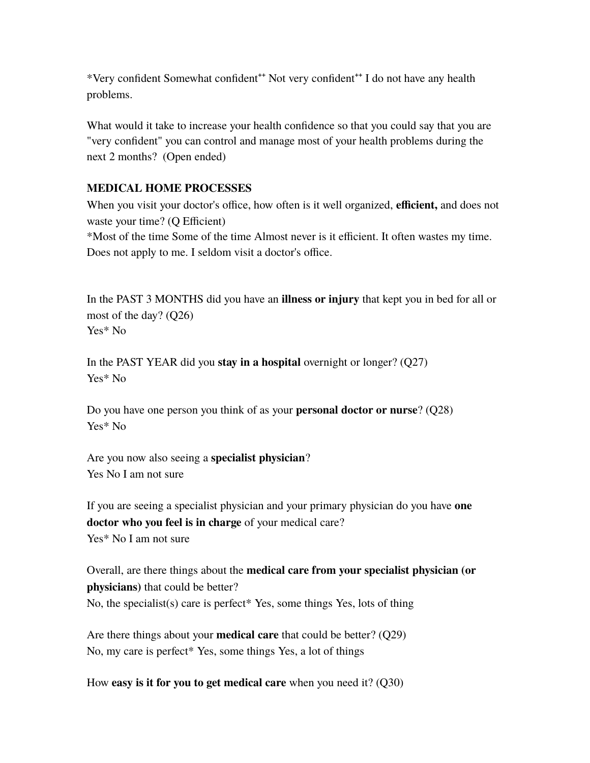*Very confident Somewhat confident⁺⁺ Not very confident⁺⁺ I do not have any health problems.

What would it take to increase your health confidence so that you could say that you are "very confident" you can control and manage most of your health problems during the next 2 months? (Open ended)

**MEDICAL HOME PROCESSES**

When you visit your doctor's office, how often is it well organized, **efficient,** and does not waste your time? (Q Efficient)
*Most of the time Some of the time Almost never is it efficient. It often wastes my time. Does not apply to me. I seldom visit a doctor's office.

In the PAST 3 MONTHS did you have an **illness or injury** that kept you in bed for all or most of the day? (Q26)
Yes* No

In the PAST YEAR did you **stay in a hospital** overnight or longer? (Q27)
Yes* No

Do you have one person you think of as your **personal doctor or nurse**? (Q28)
Yes* No

Are you now also seeing a **specialist physician**?
Yes No I am not sure

If you are seeing a specialist physician and your primary physician do you have **one doctor who you feel is in charge** of your medical care?
Yes* No I am not sure

Overall, are there things about the **medical care from your specialist physician (or physicians)** that could be better?
No, the specialist(s) care is perfect* Yes, some things Yes, lots of thing

Are there things about your **medical care** that could be better? (Q29)
No, my care is perfect* Yes, some things Yes, a lot of things

How **easy is it for you to get medical care** when you need it? (Q30)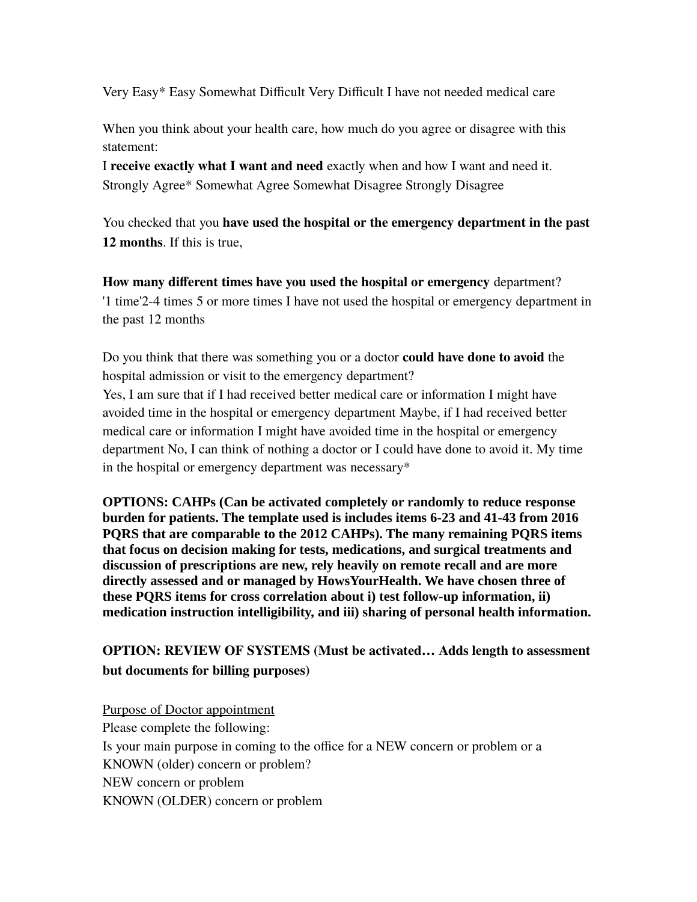Very Easy* Easy Somewhat Difficult Very Difficult I have not needed medical care

When you think about your health care, how much do you agree or disagree with this statement:
I **receive exactly what I want and need** exactly when and how I want and need it.
Strongly Agree* Somewhat Agree Somewhat Disagree Strongly Disagree

You checked that you **have used the hospital or the emergency department in the past 12 months**. If this is true,

**How many different times have you used the hospital or emergency** department?
'1 time'2-4 times 5 or more times I have not used the hospital or emergency department in the past 12 months

Do you think that there was something you or a doctor **could have done to avoid** the hospital admission or visit to the emergency department?
Yes, I am sure that if I had received better medical care or information I might have avoided time in the hospital or emergency department Maybe, if I had received better medical care or information I might have avoided time in the hospital or emergency department No, I can think of nothing a doctor or I could have done to avoid it. My time in the hospital or emergency department was necessary*

**OPTIONS: CAHPs (Can be activated completely or randomly to reduce response burden for patients. The template used is includes items 6-23 and 41-43 from 2016 PQRS that are comparable to the 2012 CAHPs). The many remaining PQRS items that focus on decision making for tests, medications, and surgical treatments and discussion of prescriptions are new, rely heavily on remote recall and are more directly assessed and or managed by HowsYourHealth. We have chosen three of these PQRS items for cross correlation about i) test follow-up information, ii) medication instruction intelligibility, and iii) sharing of personal health information.**

**OPTION: REVIEW OF SYSTEMS (Must be activated… Adds length to assessment but documents for billing purposes)**

<u>Purpose of Doctor appointment</u>
Please complete the following:
Is your main purpose in coming to the office for a NEW concern or problem or a KNOWN (older) concern or problem?
NEW concern or problem
KNOWN (OLDER) concern or problem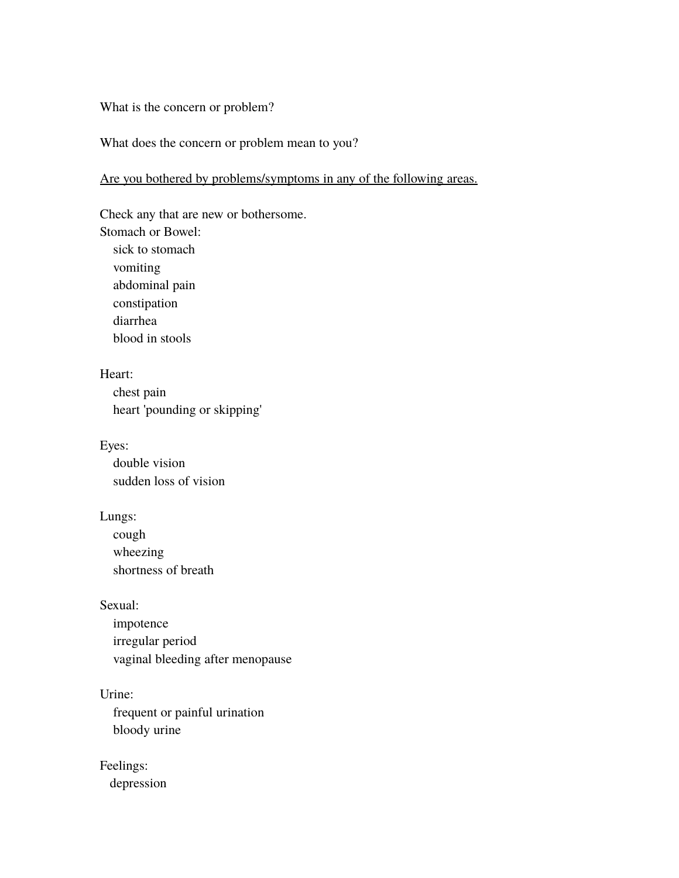What is the concern or problem?

What does the concern or problem mean to you?

<u>Are you bothered by problems/symptoms in any of the following areas.</u>

Check any that are new or bothersome.

Stomach or Bowel:

- sick to stomach
- vomiting
- abdominal pain
- constipation
- diarrhea
- blood in stools

Heart:

- chest pain
- heart 'pounding or skipping'

Eyes:

- double vision
- sudden loss of vision

Lungs:

- cough
- wheezing
- shortness of breath

Sexual:

- impotence
- irregular period
- vaginal bleeding after menopause

Urine:

- frequent or painful urination
- bloody urine

Feelings:

- depression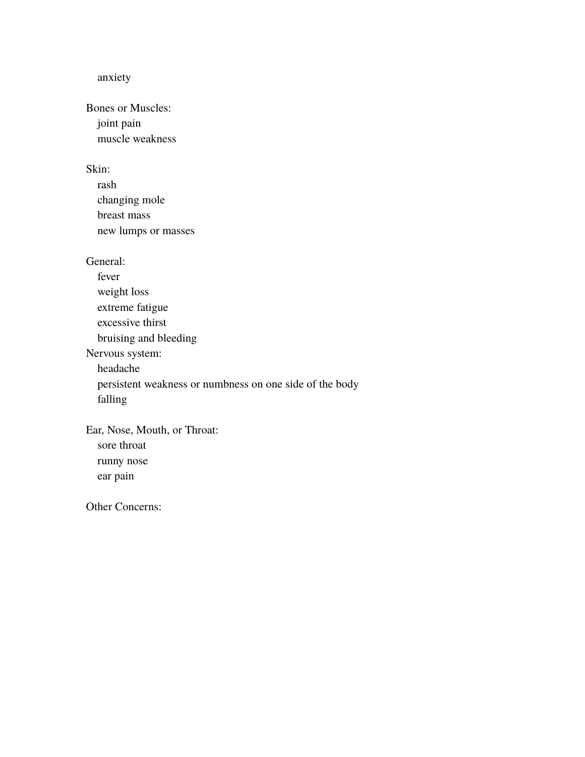anxiety

Bones or Muscles:
- joint pain
- muscle weakness

Skin:
- rash
- changing mole
- breast mass
- new lumps or masses

General:
- fever
- weight loss
- extreme fatigue
- excessive thirst
- bruising and bleeding

Nervous system:
- headache
- persistent weakness or numbness on one side of the body
- falling

Ear, Nose, Mouth, or Throat:
- sore throat
- runny nose
- ear pain

Other Concerns: